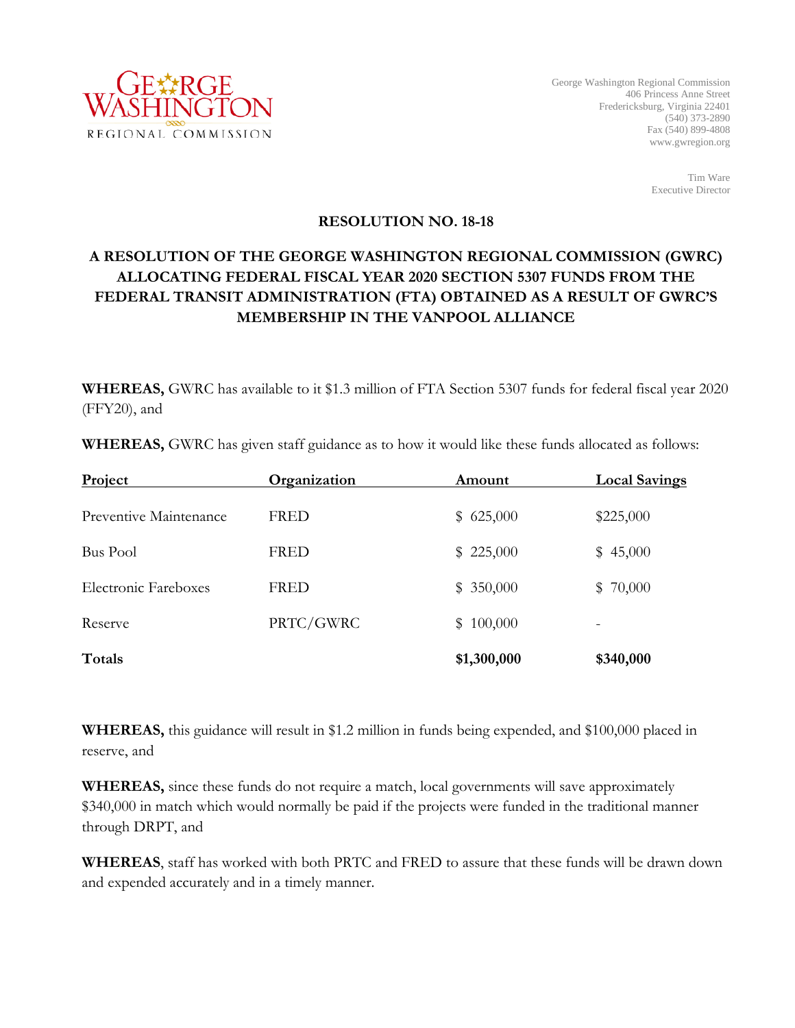GEORGE WASHINGTON
REGIONAL COMMISSION

George Washington Regional Commission
406 Princess Anne Street
Fredericksburg, Virginia 22401
(540) 373-2890
Fax (540) 899-4808
www.gwregion.org

Tim Ware
Executive Director

## RESOLUTION NO. 18-18

## A RESOLUTION OF THE GEORGE WASHINGTON REGIONAL COMMISSION (GWRC) ALLOCATING FEDERAL FISCAL YEAR 2020 SECTION 5307 FUNDS FROM THE FEDERAL TRANSIT ADMINISTRATION (FTA) OBTAINED AS A RESULT OF GWRC'S MEMBERSHIP IN THE VANPOOL ALLIANCE

**WHEREAS,** GWRC has available to it $1.3 million of FTA Section 5307 funds for federal fiscal year 2020 (FFY20), and

**WHEREAS,** GWRC has given staff guidance as to how it would like these funds allocated as follows:

| Project | Organization | Amount | Local Savings |
|---|---|---|---|
| Preventive Maintenance | FRED | $ 625,000 | $225,000 |
| Bus Pool | FRED | $ 225,000 | $ 45,000 |
| Electronic Fareboxes | FRED | $ 350,000 | $ 70,000 |
| Reserve | PRTC/GWRC | $ 100,000 | - |
| **Totals** | | **$1,300,000** | **$340,000** |

**WHEREAS,** this guidance will result in $1.2 million in funds being expended, and $100,000 placed in reserve, and

**WHEREAS,** since these funds do not require a match, local governments will save approximately $340,000 in match which would normally be paid if the projects were funded in the traditional manner through DRPT, and

**WHEREAS**, staff has worked with both PRTC and FRED to assure that these funds will be drawn down and expended accurately and in a timely manner.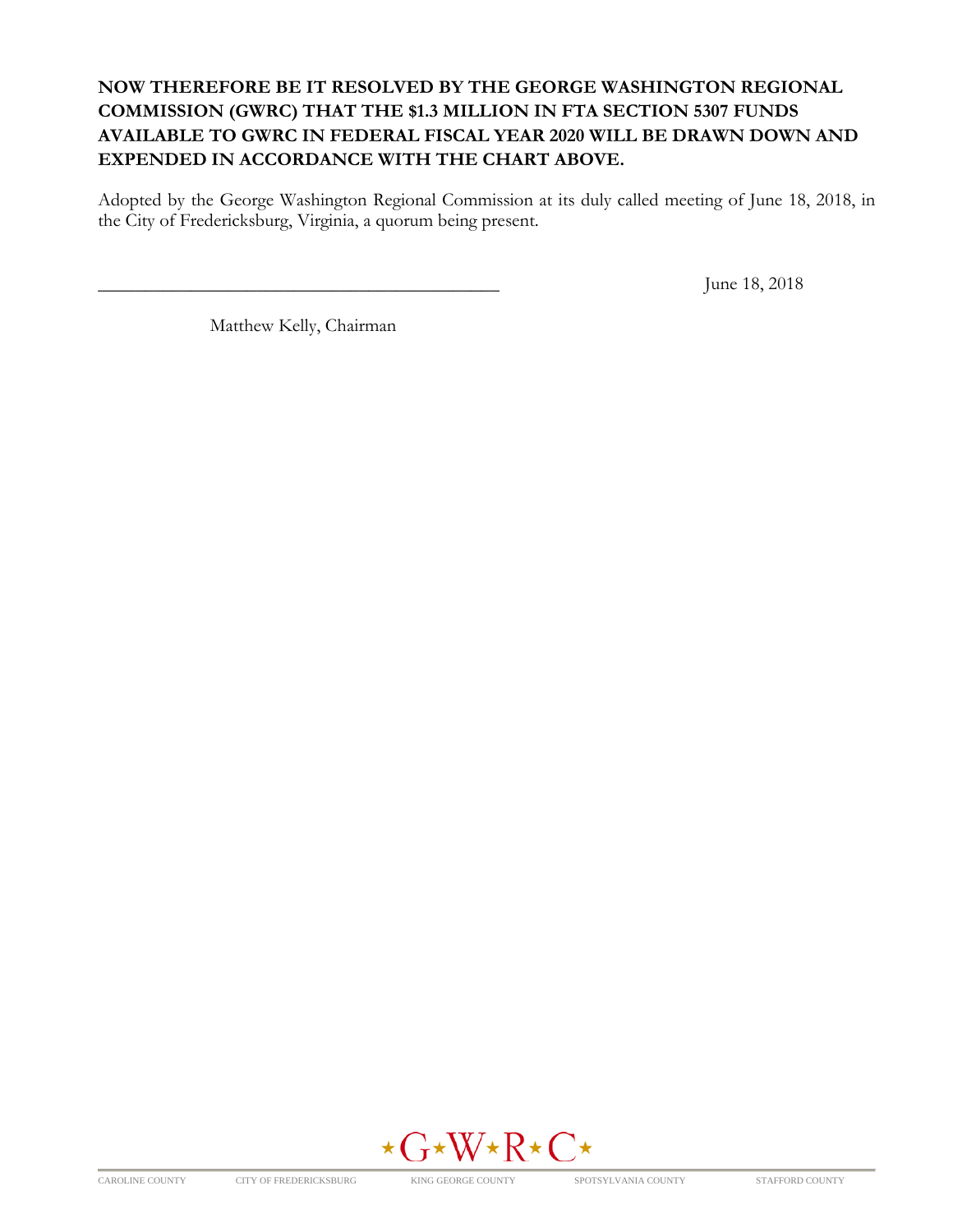**NOW THEREFORE BE IT RESOLVED BY THE GEORGE WASHINGTON REGIONAL COMMISSION (GWRC) THAT THE $1.3 MILLION IN FTA SECTION 5307 FUNDS AVAILABLE TO GWRC IN FEDERAL FISCAL YEAR 2020 WILL BE DRAWN DOWN AND EXPENDED IN ACCORDANCE WITH THE CHART ABOVE.**

Adopted by the George Washington Regional Commission at its duly called meeting of June 18, 2018, in the City of Fredericksburg, Virginia, a quorum being present.

_____________________________________________ June 18, 2018

Matthew Kelly, Chairman